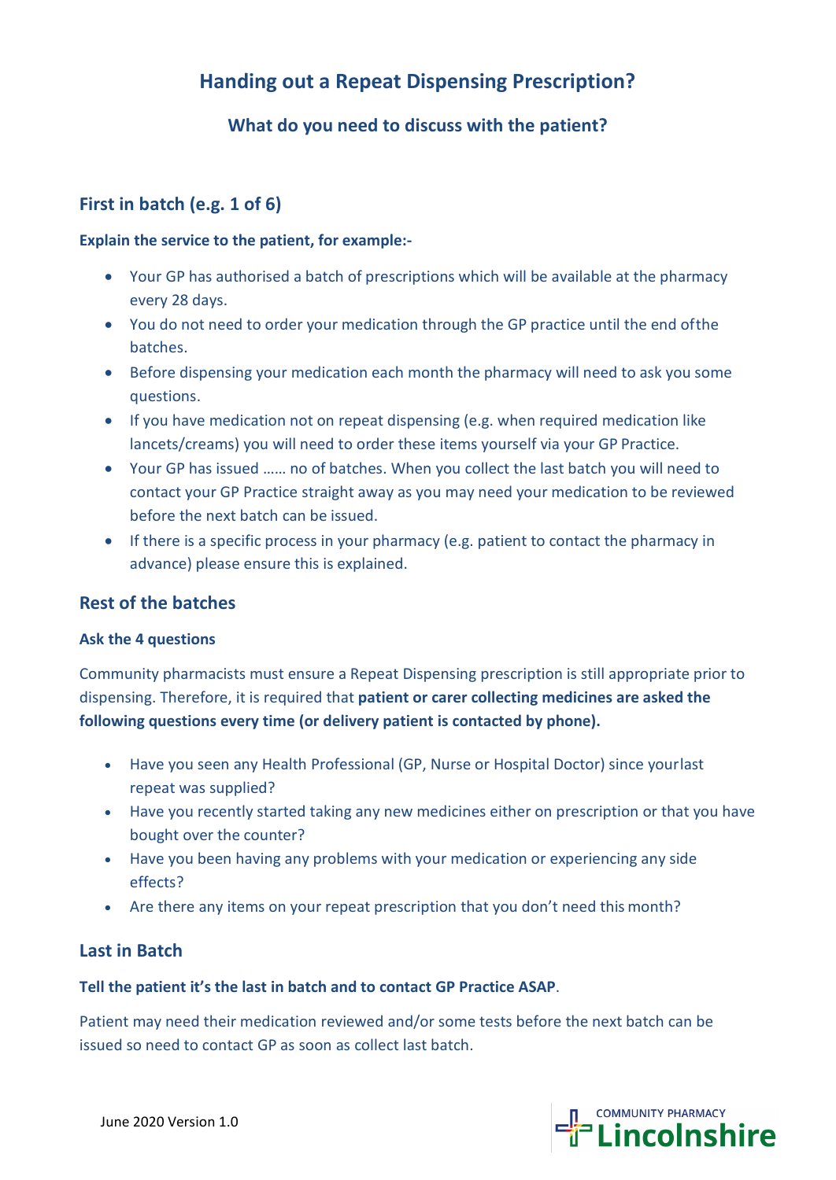# Handing out a Repeat Dispensing Prescription?

## What do you need to discuss with the patient?

### First in batch (e.g. 1 of 6)

**Explain the service to the patient, for example:-**

- Your GP has authorised a batch of prescriptions which will be available at the pharmacy every 28 days.
- You do not need to order your medication through the GP practice until the end ofthe batches.
- Before dispensing your medication each month the pharmacy will need to ask you some questions.
- If you have medication not on repeat dispensing (e.g. when required medication like lancets/creams) you will need to order these items yourself via your GP Practice.
- Your GP has issued …… no of batches. When you collect the last batch you will need to contact your GP Practice straight away as you may need your medication to be reviewed before the next batch can be issued.
- If there is a specific process in your pharmacy (e.g. patient to contact the pharmacy in advance) please ensure this is explained.

### Rest of the batches

**Ask the 4 questions**

Community pharmacists must ensure a Repeat Dispensing prescription is still appropriate prior to dispensing. Therefore, it is required that **patient or carer collecting medicines are asked the following questions every time (or delivery patient is contacted by phone).**

- Have you seen any Health Professional (GP, Nurse or Hospital Doctor) since yourlast repeat was supplied?
- Have you recently started taking any new medicines either on prescription or that you have bought over the counter?
- Have you been having any problems with your medication or experiencing any side effects?
- Are there any items on your repeat prescription that you don't need this month?

### Last in Batch

**Tell the patient it's the last in batch and to contact GP Practice ASAP**.

Patient may need their medication reviewed and/or some tests before the next batch can be issued so need to contact GP as soon as collect last batch.

June 2020 Version 1.0

COMMUNITY PHARMACY Lincolnshire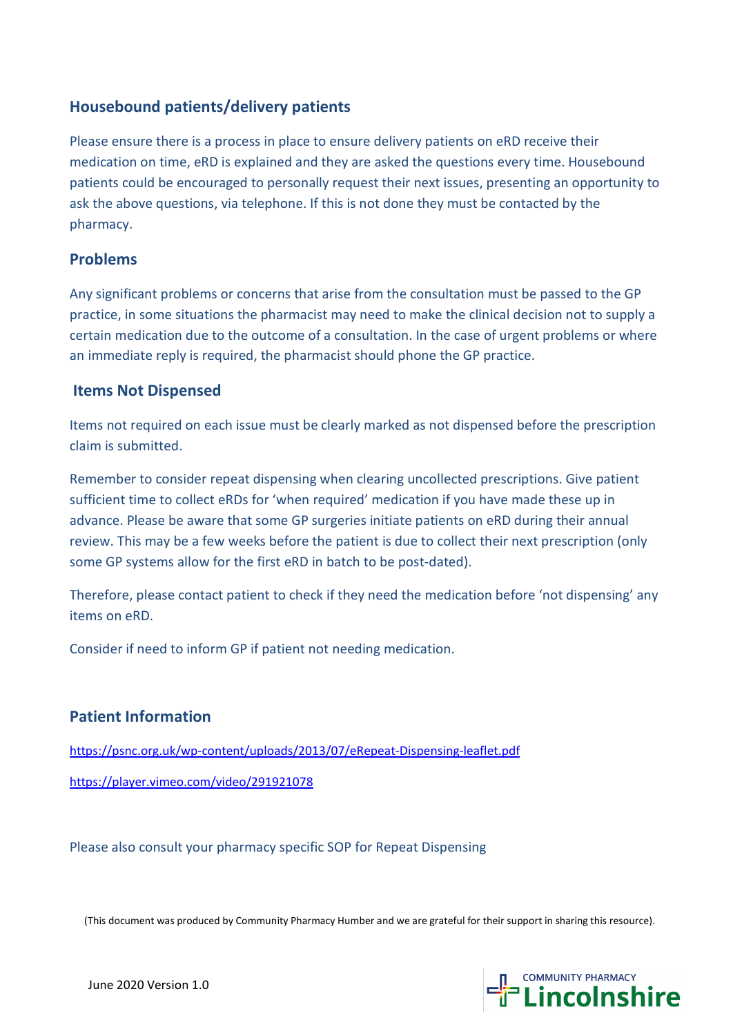## Housebound patients/delivery patients

Please ensure there is a process in place to ensure delivery patients on eRD receive their medication on time, eRD is explained and they are asked the questions every time. Housebound patients could be encouraged to personally request their next issues, presenting an opportunity to ask the above questions, via telephone. If this is not done they must be contacted by the pharmacy.

## Problems

Any significant problems or concerns that arise from the consultation must be passed to the GP practice, in some situations the pharmacist may need to make the clinical decision not to supply a certain medication due to the outcome of a consultation. In the case of urgent problems or where an immediate reply is required, the pharmacist should phone the GP practice.

## Items Not Dispensed

Items not required on each issue must be clearly marked as not dispensed before the prescription claim is submitted.

Remember to consider repeat dispensing when clearing uncollected prescriptions. Give patient sufficient time to collect eRDs for 'when required' medication if you have made these up in advance. Please be aware that some GP surgeries initiate patients on eRD during their annual review. This may be a few weeks before the patient is due to collect their next prescription (only some GP systems allow for the first eRD in batch to be post-dated).

Therefore, please contact patient to check if they need the medication before 'not dispensing' any items on eRD.

Consider if need to inform GP if patient not needing medication.

## Patient Information

https://psnc.org.uk/wp-content/uploads/2013/07/eRepeat-Dispensing-leaflet.pdf

https://player.vimeo.com/video/291921078

Please also consult your pharmacy specific SOP for Repeat Dispensing

(This document was produced by Community Pharmacy Humber and we are grateful for their support in sharing this resource).

June 2020 Version 1.0

COMMUNITY PHARMACY Lincolnshire